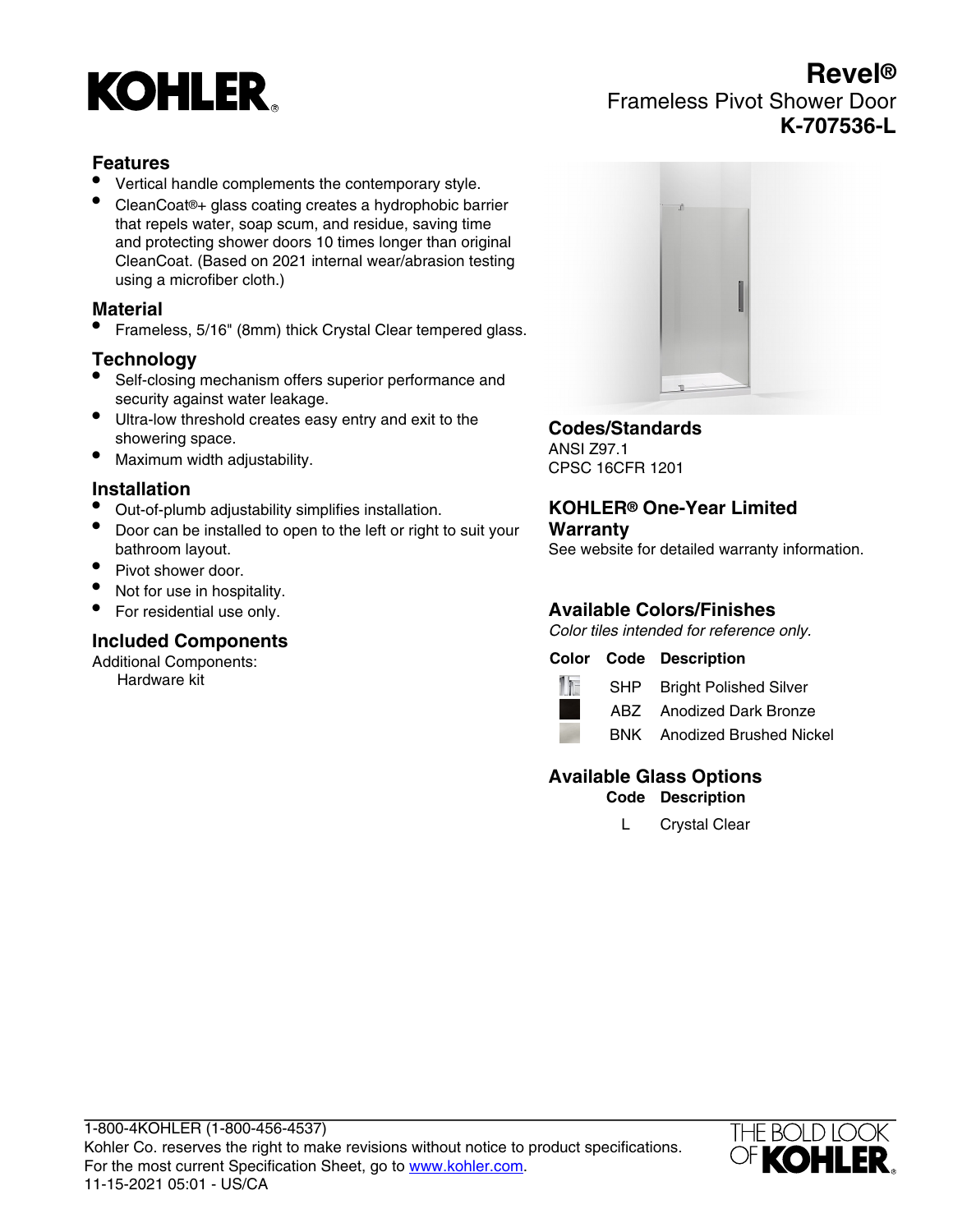# Revel®

Frameless Pivot Shower Door

**K-707536-L**

## Features

- Vertical handle complements the contemporary style.
- CleanCoat®+ glass coating creates a hydrophobic barrier that repels water, soap scum, and residue, saving time and protecting shower doors 10 times longer than original CleanCoat. (Based on 2021 internal wear/abrasion testing using a microfiber cloth.)

## Material

- Frameless, 5/16" (8mm) thick Crystal Clear tempered glass.

## Technology

- Self-closing mechanism offers superior performance and security against water leakage.
- Ultra-low threshold creates easy entry and exit to the showering space.
- Maximum width adjustability.

## Installation

- Out-of-plumb adjustability simplifies installation.
- Door can be installed to open to the left or right to suit your bathroom layout.
- Pivot shower door.
- Not for use in hospitality.
- For residential use only.

## Included Components

Additional Components:
 Hardware kit

## Codes/Standards

ANSI Z97.1
CPSC 16CFR 1201

## KOHLER® One-Year Limited Warranty

See website for detailed warranty information.

## Available Colors/Finishes

*Color tiles intended for reference only.*

| Color | Code | Description |
|---|---|---|
| | SHP | Bright Polished Silver |
| | ABZ | Anodized Dark Bronze |
| | BNK | Anodized Brushed Nickel |

## Available Glass Options

| Code | Description |
|---|---|
| L | Crystal Clear |

1-800-4KOHLER (1-800-456-4537)
Kohler Co. reserves the right to make revisions without notice to product specifications.
For the most current Specification Sheet, go to www.kohler.com.
11-15-2021 05:01 - US/CA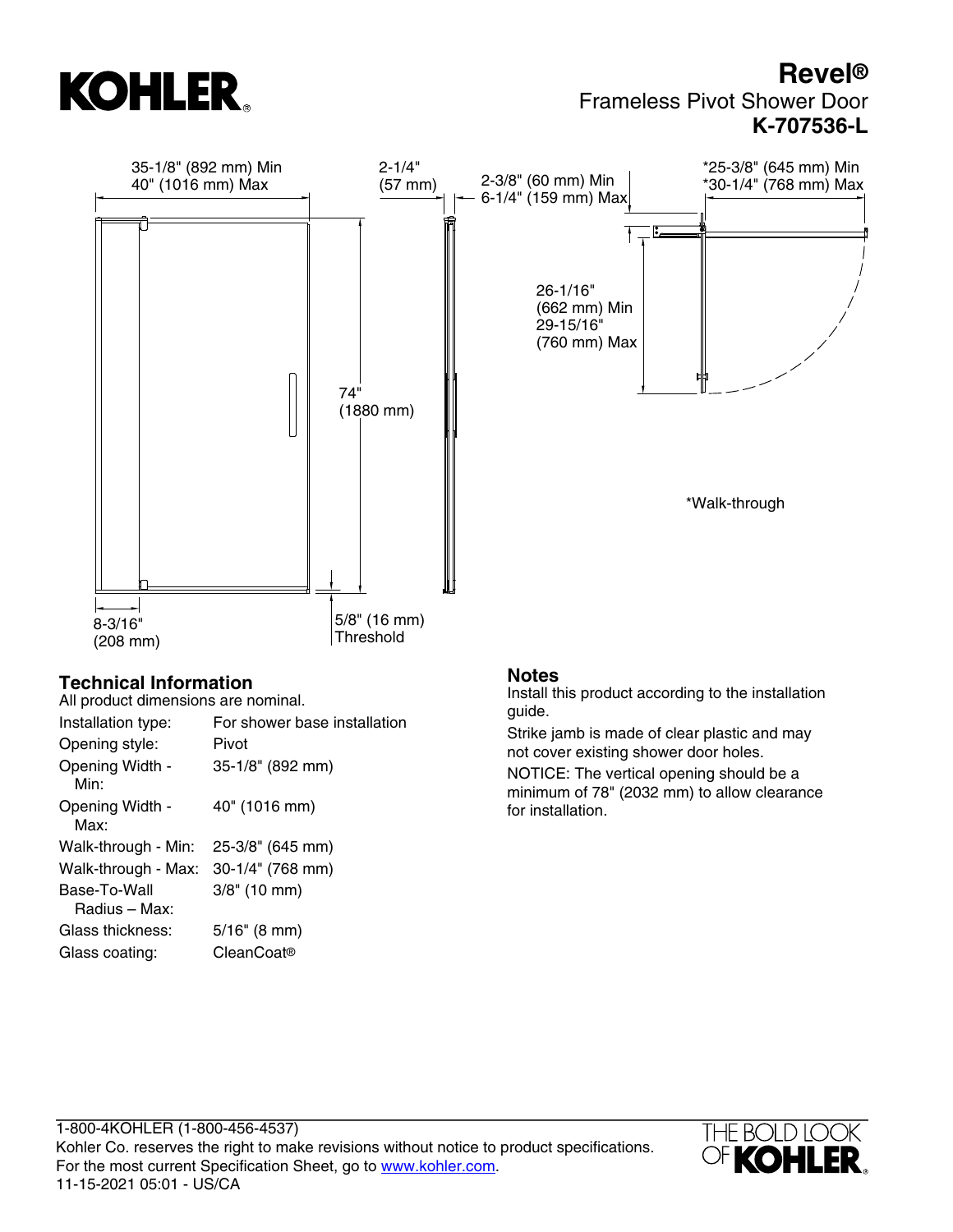# KOHLER

**Revel®**
Frameless Pivot Shower Door
**K-707536-L**

35-1/8" (892 mm) Min
40" (1016 mm) Max

2-1/4"
(57 mm)

2-3/8" (60 mm) Min
6-1/4" (159 mm) Max

*25-3/8" (645 mm) Min
*30-1/4" (768 mm) Max

26-1/16"
(662 mm) Min
29-15/16"
(760 mm) Max

74"
(1880 mm)

*Walk-through

8-3/16"
(208 mm)

5/8" (16 mm)
Threshold

## Technical Information

All product dimensions are nominal.

| | |
|---|---|
| Installation type: | For shower base installation |
| Opening style: | Pivot |
| Opening Width - Min: | 35-1/8" (892 mm) |
| Opening Width - Max: | 40" (1016 mm) |
| Walk-through - Min: | 25-3/8" (645 mm) |
| Walk-through - Max: | 30-1/4" (768 mm) |
| Base-To-Wall Radius – Max: | 3/8" (10 mm) |
| Glass thickness: | 5/16" (8 mm) |
| Glass coating: | CleanCoat® |

## Notes

Install this product according to the installation guide.

Strike jamb is made of clear plastic and may not cover existing shower door holes.

NOTICE: The vertical opening should be a minimum of 78" (2032 mm) to allow clearance for installation.

1-800-4KOHLER (1-800-456-4537)
Kohler Co. reserves the right to make revisions without notice to product specifications.
For the most current Specification Sheet, go to www.kohler.com.
11-15-2021 05:01 - US/CA

THE BOLD LOOK OF KOHLER.